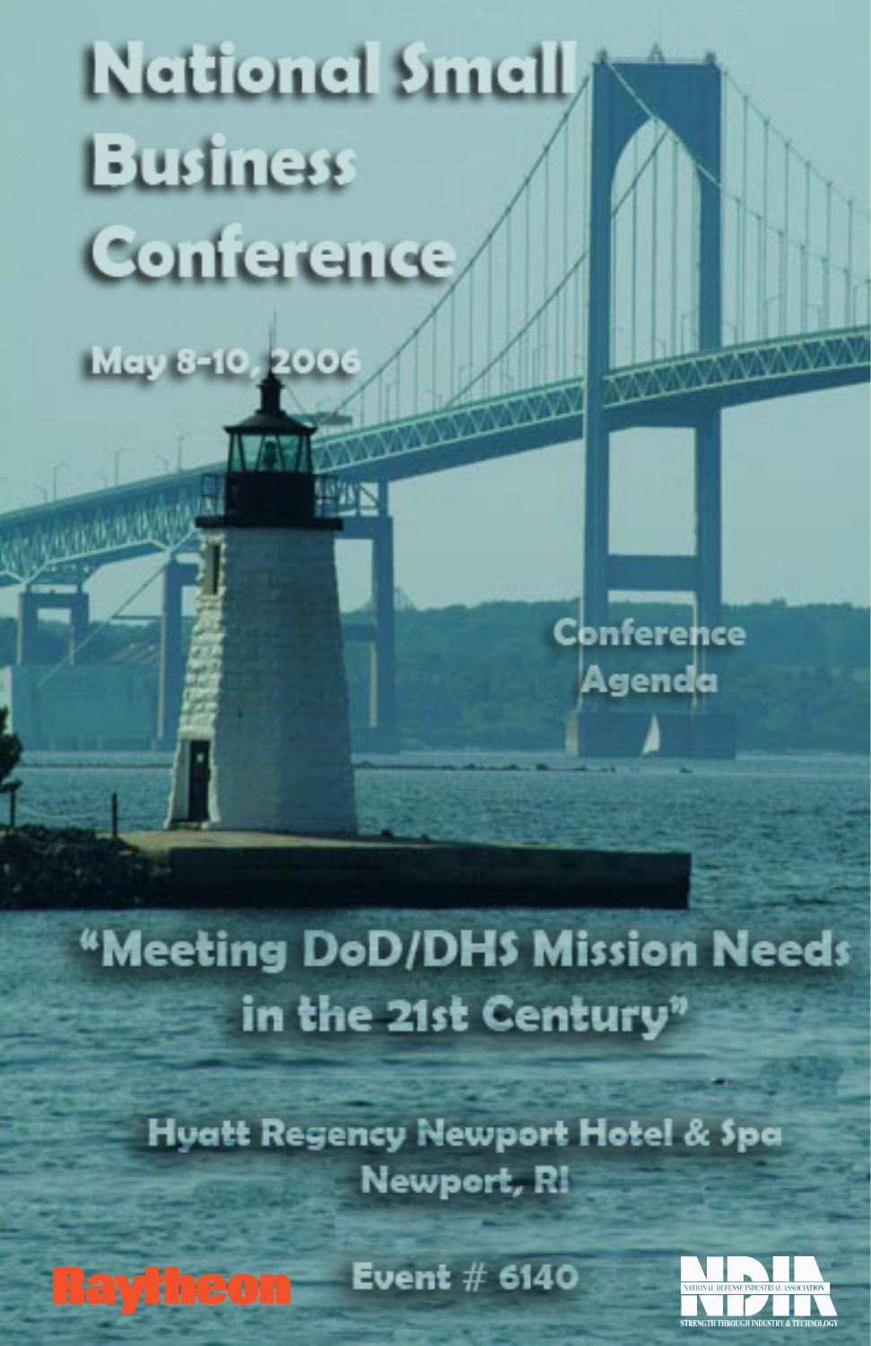# National Small Business Conference

May 8-10, 2006

Conference Agenda

## "Meeting DoD/DHS Mission Needs in the 21st Century"

Hyatt Regency Newport Hotel & Spa
Newport, RI

Raytheon

Event # 6140

NDIA
NATIONAL DEFENSE INDUSTRIAL ASSOCIATION
STRENGTH THROUGH INDUSTRY & TECHNOLOGY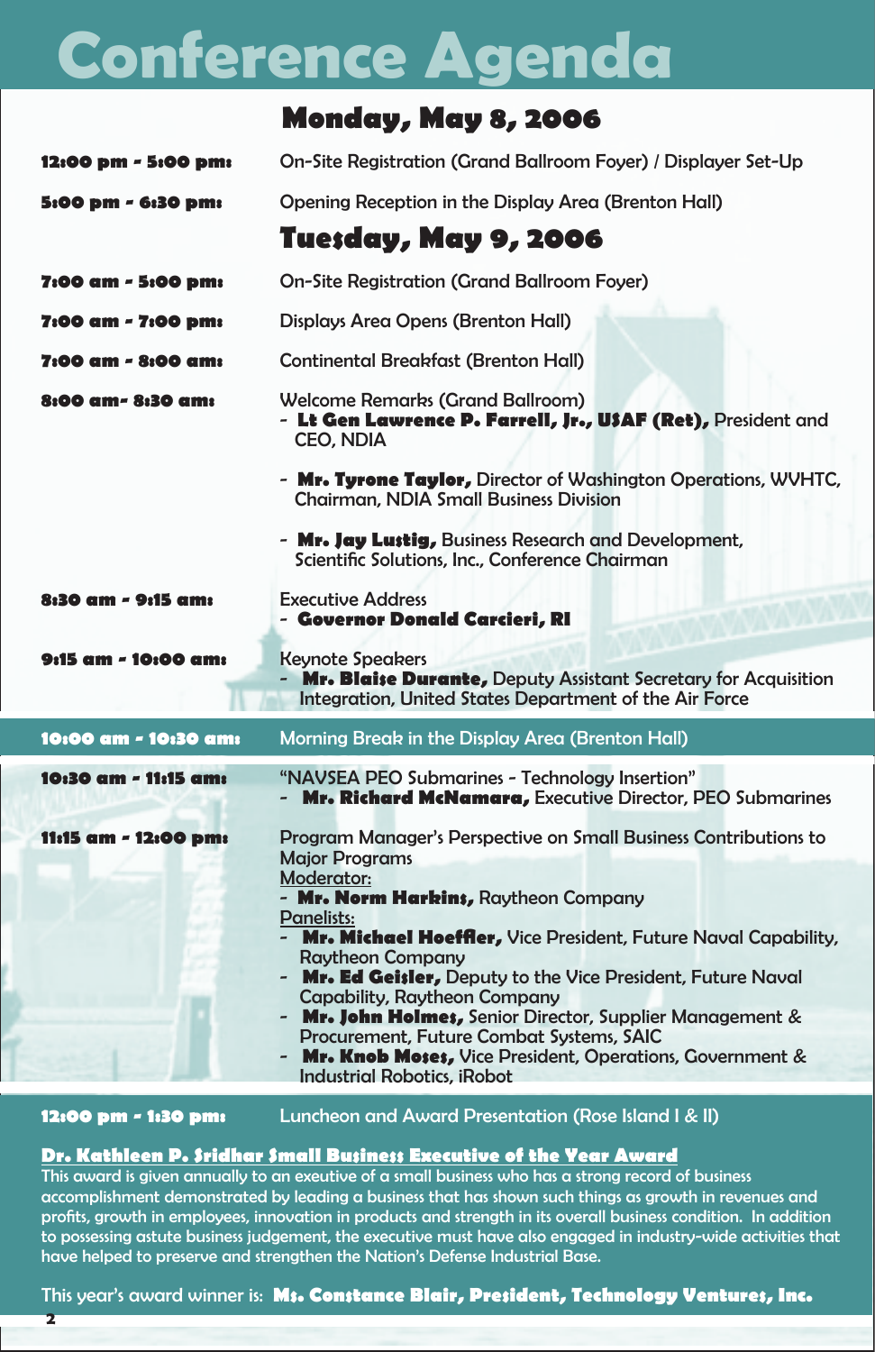# Conference Agenda

## Monday, May 8, 2006

**12:00 pm - 5:00 pm:** On-Site Registration (Grand Ballroom Foyer) / Displayer Set-Up

**5:00 pm - 6:30 pm:** Opening Reception in the Display Area (Brenton Hall)

## Tuesday, May 9, 2006

**7:00 am - 5:00 pm:** On-Site Registration (Grand Ballroom Foyer)

**7:00 am - 7:00 pm:** Displays Area Opens (Brenton Hall)

**7:00 am - 8:00 am:** Continental Breakfast (Brenton Hall)

**8:00 am- 8:30 am:** Welcome Remarks (Grand Ballroom)

- **Lt Gen Lawrence P. Farrell, Jr., USAF (Ret),** President and CEO, NDIA
- **Mr. Tyrone Taylor,** Director of Washington Operations, WVHTC, Chairman, NDIA Small Business Division
- **Mr. Jay Lustig,** Business Research and Development, Scientific Solutions, Inc., Conference Chairman

**8:30 am - 9:15 am:** Executive Address

- **Governor Donald Carcieri, RI**

**9:15 am - 10:00 am:** Keynote Speakers

- **Mr. Blaise Durante,** Deputy Assistant Secretary for Acquisition Integration, United States Department of the Air Force

**10:00 am - 10:30 am:** Morning Break in the Display Area (Brenton Hall)

**10:30 am - 11:15 am:** "NAVSEA PEO Submarines - Technology Insertion"

- **Mr. Richard McNamara,** Executive Director, PEO Submarines

**11:15 am - 12:00 pm:** Program Manager's Perspective on Small Business Contributions to Major Programs

Moderator:

- **Mr. Norm Harkins,** Raytheon Company

Panelists:

- **Mr. Michael Hoeffler,** Vice President, Future Naval Capability, Raytheon Company
- **Mr. Ed Geisler,** Deputy to the Vice President, Future Naval Capability, Raytheon Company
- **Mr. John Holmes,** Senior Director, Supplier Management & Procurement, Future Combat Systems, SAIC
- **Mr. Knob Moses,** Vice President, Operations, Government & Industrial Robotics, iRobot

**12:00 pm - 1:30 pm:** Luncheon and Award Presentation (Rose Island I & II)

**Dr. Kathleen P. Sridhar Small Business Executive of the Year Award**

This award is given annually to an exeutive of a small business who has a strong record of business accomplishment demonstrated by leading a business that has shown such things as growth in revenues and profits, growth in employees, innovation in products and strength in its overall business condition. In addition to possessing astute business judgement, the executive must have also engaged in industry-wide activities that have helped to preserve and strengthen the Nation's Defense Industrial Base.

This year's award winner is: **Ms. Constance Blair, President, Technology Ventures, Inc.**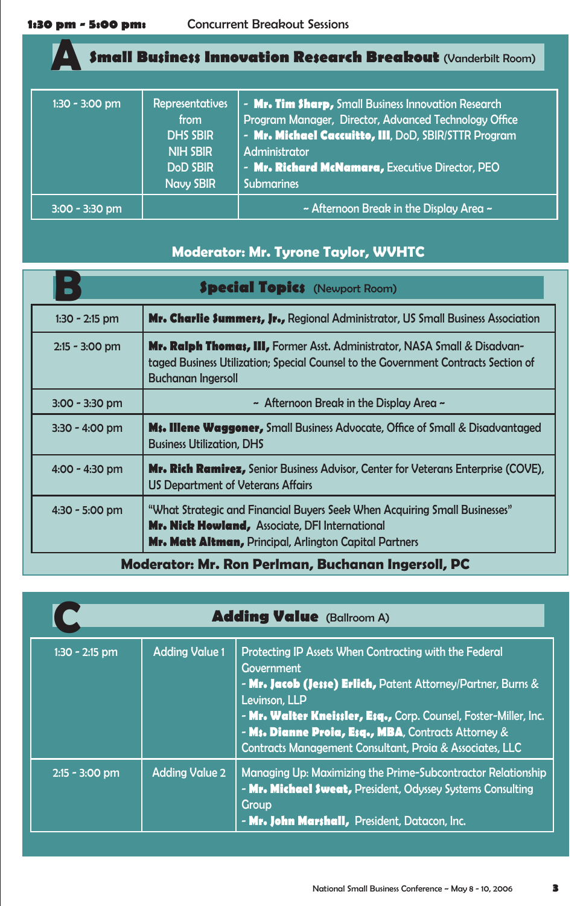**1:30 pm - 5:00 pm:** Concurrent Breakout Sessions

## A Small Business Innovation Research Breakout (Vanderbilt Room)

| | | |
|---|---|---|
| 1:30 - 3:00 pm | Representatives from DHS SBIR, NIH SBIR, DoD SBIR, Navy SBIR | - **Mr. Tim Sharp,** Small Business Innovation Research Program Manager, Director, Advanced Technology Office<br>- **Mr. Michael Caccuitto, III**, DoD, SBIR/STTR Program Administrator<br>- **Mr. Richard McNamara,** Executive Director, PEO Submarines |
| 3:00 - 3:30 pm | | ~ Afternoon Break in the Display Area ~ |

**Moderator: Mr. Tyrone Taylor, WVHTC**

## B Special Topics (Newport Room)

| | |
|---|---|
| 1:30 - 2:15 pm | **Mr. Charlie Summers, Jr.,** Regional Administrator, US Small Business Association |
| 2:15 - 3:00 pm | **Mr. Ralph Thomas, III,** Former Asst. Administrator, NASA Small & Disadvantaged Business Utilization; Special Counsel to the Government Contracts Section of Buchanan Ingersoll |
| 3:00 - 3:30 pm | ~ Afternoon Break in the Display Area ~ |
| 3:30 - 4:00 pm | **Ms. Illene Waggoner,** Small Business Advocate, Office of Small & Disadvantaged Business Utilization, DHS |
| 4:00 - 4:30 pm | **Mr. Rich Ramirez,** Senior Business Advisor, Center for Veterans Enterprise (COVE), US Department of Veterans Affairs |
| 4:30 - 5:00 pm | "What Strategic and Financial Buyers Seek When Acquiring Small Businesses"<br>**Mr. Nick Howland,** Associate, DFI International<br>**Mr. Matt Altman,** Principal, Arlington Capital Partners |

**Moderator: Mr. Ron Perlman, Buchanan Ingersoll, PC**

## C Adding Value (Ballroom A)

| | | |
|---|---|---|
| 1:30 - 2:15 pm | Adding Value 1 | Protecting IP Assets When Contracting with the Federal Government<br>- **Mr. Jacob (Jesse) Erlich,** Patent Attorney/Partner, Burns & Levinson, LLP<br>- **Mr. Walter Kneissler, Esq.,** Corp. Counsel, Foster-Miller, Inc.<br>- **Ms. Dianne Proia, Esq., MBA**, Contracts Attorney & Contracts Management Consultant, Proia & Associates, LLC |
| 2:15 - 3:00 pm | Adding Value 2 | Managing Up: Maximizing the Prime-Subcontractor Relationship<br>- **Mr. Michael Sweat,** President, Odyssey Systems Consulting Group<br>- **Mr. John Marshall,** President, Datacon, Inc. |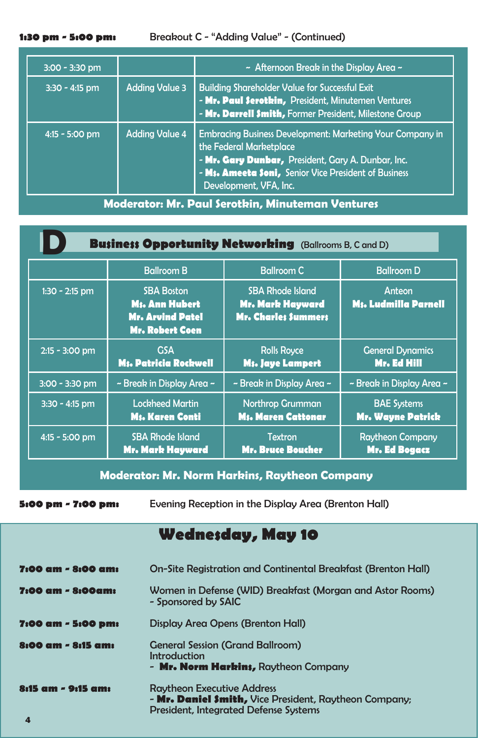**1:30 pm - 5:00 pm:** Breakout C - "Adding Value" - (Continued)

| | | |
|---|---|---|
| 3:00 - 3:30 pm | | ~ Afternoon Break in the Display Area ~ |
| 3:30 - 4:15 pm | Adding Value 3 | Building Shareholder Value for Successful Exit<br>- **Mr. Paul Serotkin,** President, Minutemen Ventures<br>- **Mr. Darrell Smith,** Former President, Milestone Group |
| 4:15 - 5:00 pm | Adding Value 4 | Embracing Business Development: Marketing Your Company in the Federal Marketplace<br>- **Mr. Gary Dunbar,** President, Gary A. Dunbar, Inc.<br>- **Ms. Ameeta Soni,** Senior Vice President of Business Development, VFA, Inc. |

**Moderator: Mr. Paul Serotkin, Minuteman Ventures**

## D Business Opportunity Networking (Ballrooms B, C and D)

| | Ballroom B | Ballroom C | Ballroom D |
|---|---|---|---|
| 1:30 - 2:15 pm | SBA Boston<br>**Ms. Ann Hubert**<br>**Mr. Arvind Patel**<br>**Mr. Robert Coen** | SBA Rhode Island<br>**Mr. Mark Hayward**<br>**Mr. Charles Summers** | Anteon<br>**Ms. Ludmilla Parnell** |
| 2:15 - 3:00 pm | GSA<br>**Ms. Patricia Rockwell** | Rolls Royce<br>**Ms. Jaye Lampert** | General Dynamics<br>**Mr. Ed Hill** |
| 3:00 - 3:30 pm | ~ Break in Display Area ~ | ~ Break in Display Area ~ | ~ Break in Display Area ~ |
| 3:30 - 4:15 pm | Lockheed Martin<br>**Ms. Karen Conti** | Northrop Grumman<br>**Ms. Maren Cattonar** | BAE Systems<br>**Mr. Wayne Patrick** |
| 4:15 - 5:00 pm | SBA Rhode Island<br>**Mr. Mark Hayward** | Textron<br>**Mr. Bruce Boucher** | Raytheon Company<br>**Mr. Ed Bogacz** |

**Moderator: Mr. Norm Harkins, Raytheon Company**

**5:00 pm - 7:00 pm:** Evening Reception in the Display Area (Brenton Hall)

# Wednesday, May 10

**7:00 am - 8:00 am:** On-Site Registration and Continental Breakfast (Brenton Hall)

**7:00 am - 8:00am:** Women in Defense (WID) Breakfast (Morgan and Astor Rooms)
- Sponsored by SAIC

**7:00 am - 5:00 pm:** Display Area Opens (Brenton Hall)

**8:00 am - 8:15 am:** General Session (Grand Ballroom)
Introduction
- **Mr. Norm Harkins,** Raytheon Company

**8:15 am - 9:15 am:** Raytheon Executive Address
- **Mr. Daniel Smith,** Vice President, Raytheon Company; President, Integrated Defense Systems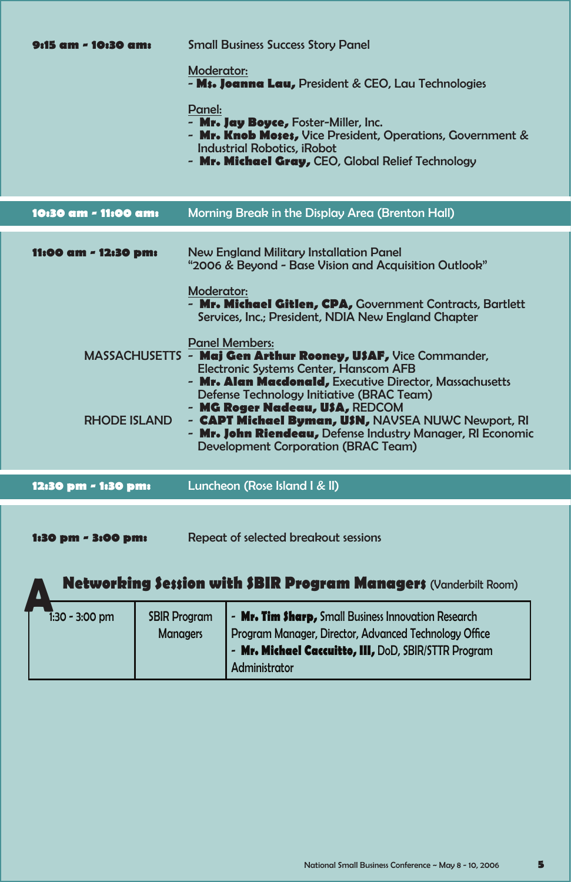**9:15 am - 10:30 am:** Small Business Success Story Panel

Moderator:
- **Ms. Joanna Lau,** President & CEO, Lau Technologies

Panel:
- **Mr. Jay Boyce,** Foster-Miller, Inc.
- **Mr. Knob Moses,** Vice President, Operations, Government & Industrial Robotics, iRobot
- **Mr. Michael Gray,** CEO, Global Relief Technology

**10:30 am - 11:00 am:** Morning Break in the Display Area (Brenton Hall)

**11:00 am - 12:30 pm:** New England Military Installation Panel
"2006 & Beyond - Base Vision and Acquisition Outlook"

Moderator:
- **Mr. Michael Gitlen, CPA,** Government Contracts, Bartlett Services, Inc.; President, NDIA New England Chapter

Panel Members:

MASSACHUSETTS
- **Maj Gen Arthur Rooney, USAF,** Vice Commander, Electronic Systems Center, Hanscom AFB
- **Mr. Alan Macdonald,** Executive Director, Massachusetts Defense Technology Initiative (BRAC Team)
- **MG Roger Nadeau, USA,** REDCOM

RHODE ISLAND
- **CAPT Michael Byman, USN,** NAVSEA NUWC Newport, RI
- **Mr. John Riendeau,** Defense Industry Manager, RI Economic Development Corporation (BRAC Team)

**12:30 pm - 1:30 pm:** Luncheon (Rose Island I & II)

**1:30 pm - 3:00 pm:** Repeat of selected breakout sessions

## A Networking Session with SBIR Program Managers (Vanderbilt Room)

| | | |
|---|---|---|
| 1:30 - 3:00 pm | SBIR Program Managers | - **Mr. Tim Sharp,** Small Business Innovation Research Program Manager, Director, Advanced Technology Office<br>- **Mr. Michael Caccuitto, III,** DoD, SBIR/STTR Program Administrator |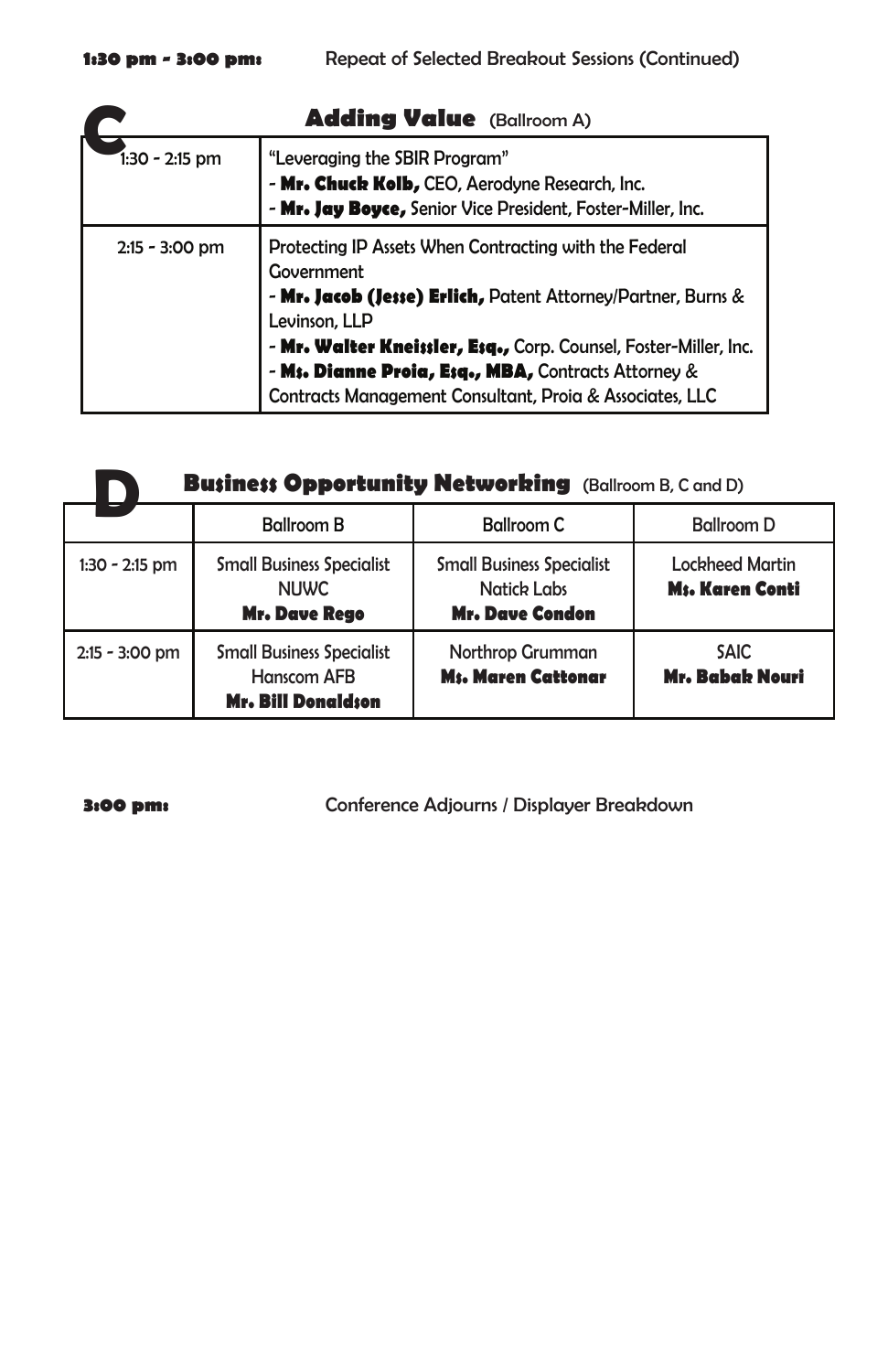**1:30 pm - 3:00 pm:** Repeat of Selected Breakout Sessions (Continued)

## C **Adding Value** (Ballroom A)

| Time | Session |
|---|---|
| 1:30 - 2:15 pm | "Leveraging the SBIR Program"<br>- **Mr. Chuck Kolb,** CEO, Aerodyne Research, Inc.<br>- **Mr. Jay Boyce,** Senior Vice President, Foster-Miller, Inc. |
| 2:15 - 3:00 pm | Protecting IP Assets When Contracting with the Federal Government<br>- **Mr. Jacob (Jesse) Erlich,** Patent Attorney/Partner, Burns & Levinson, LLP<br>- **Mr. Walter Kneissler, Esq.,** Corp. Counsel, Foster-Miller, Inc.<br>- **Ms. Dianne Proia, Esq., MBA,** Contracts Attorney & Contracts Management Consultant, Proia & Associates, LLC |

## D **Business Opportunity Networking** (Ballroom B, C and D)

| | Ballroom B | Ballroom C | Ballroom D |
|---|---|---|---|
| 1:30 - 2:15 pm | Small Business Specialist<br>NUWC<br>**Mr. Dave Rego** | Small Business Specialist<br>Natick Labs<br>**Mr. Dave Condon** | Lockheed Martin<br>**Ms. Karen Conti** |
| 2:15 - 3:00 pm | Small Business Specialist<br>Hanscom AFB<br>**Mr. Bill Donaldson** | Northrop Grumman<br>**Ms. Maren Cattonar** | SAIC<br>**Mr. Babak Nouri** |

**3:00 pm:** Conference Adjourns / Displayer Breakdown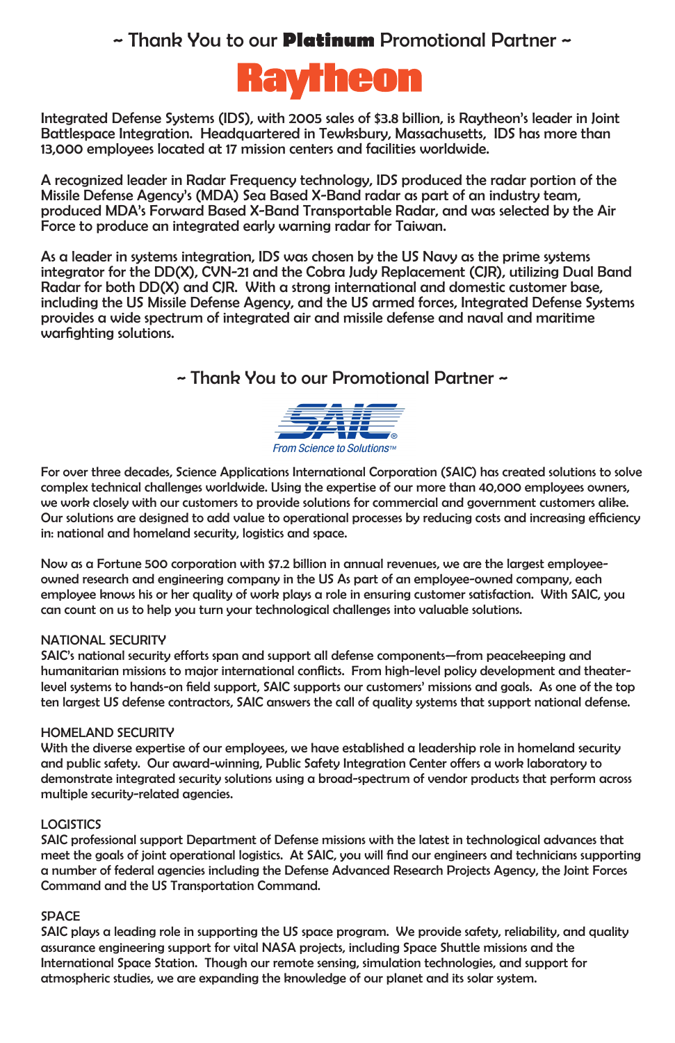## ~ Thank You to our **Platinum** Promotional Partner ~

# Raytheon

Integrated Defense Systems (IDS), with 2005 sales of $3.8 billion, is Raytheon's leader in Joint Battlespace Integration. Headquartered in Tewksbury, Massachusetts, IDS has more than 13,000 employees located at 17 mission centers and facilities worldwide.

A recognized leader in Radar Frequency technology, IDS produced the radar portion of the Missile Defense Agency's (MDA) Sea Based X-Band radar as part of an industry team, produced MDA's Forward Based X-Band Transportable Radar, and was selected by the Air Force to produce an integrated early warning radar for Taiwan.

As a leader in systems integration, IDS was chosen by the US Navy as the prime systems integrator for the DD(X), CVN-21 and the Cobra Judy Replacement (CJR), utilizing Dual Band Radar for both DD(X) and CJR. With a strong international and domestic customer base, including the US Missile Defense Agency, and the US armed forces, Integrated Defense Systems provides a wide spectrum of integrated air and missile defense and naval and maritime warfighting solutions.

## ~ Thank You to our Promotional Partner ~

# SAIC®

*From Science to Solutions™*

For over three decades, Science Applications International Corporation (SAIC) has created solutions to solve complex technical challenges worldwide. Using the expertise of our more than 40,000 employees owners, we work closely with our customers to provide solutions for commercial and government customers alike. Our solutions are designed to add value to operational processes by reducing costs and increasing efficiency in: national and homeland security, logistics and space.

Now as a Fortune 500 corporation with $7.2 billion in annual revenues, we are the largest employee-owned research and engineering company in the US As part of an employee-owned company, each employee knows his or her quality of work plays a role in ensuring customer satisfaction. With SAIC, you can count on us to help you turn your technological challenges into valuable solutions.

### NATIONAL SECURITY

SAIC's national security efforts span and support all defense components—from peacekeeping and humanitarian missions to major international conflicts. From high-level policy development and theater-level systems to hands-on field support, SAIC supports our customers' missions and goals. As one of the top ten largest US defense contractors, SAIC answers the call of quality systems that support national defense.

### HOMELAND SECURITY

With the diverse expertise of our employees, we have established a leadership role in homeland security and public safety. Our award-winning, Public Safety Integration Center offers a work laboratory to demonstrate integrated security solutions using a broad-spectrum of vendor products that perform across multiple security-related agencies.

### LOGISTICS

SAIC professional support Department of Defense missions with the latest in technological advances that meet the goals of joint operational logistics. At SAIC, you will find our engineers and technicians supporting a number of federal agencies including the Defense Advanced Research Projects Agency, the Joint Forces Command and the US Transportation Command.

### SPACE

SAIC plays a leading role in supporting the US space program. We provide safety, reliability, and quality assurance engineering support for vital NASA projects, including Space Shuttle missions and the International Space Station. Though our remote sensing, simulation technologies, and support for atmospheric studies, we are expanding the knowledge of our planet and its solar system.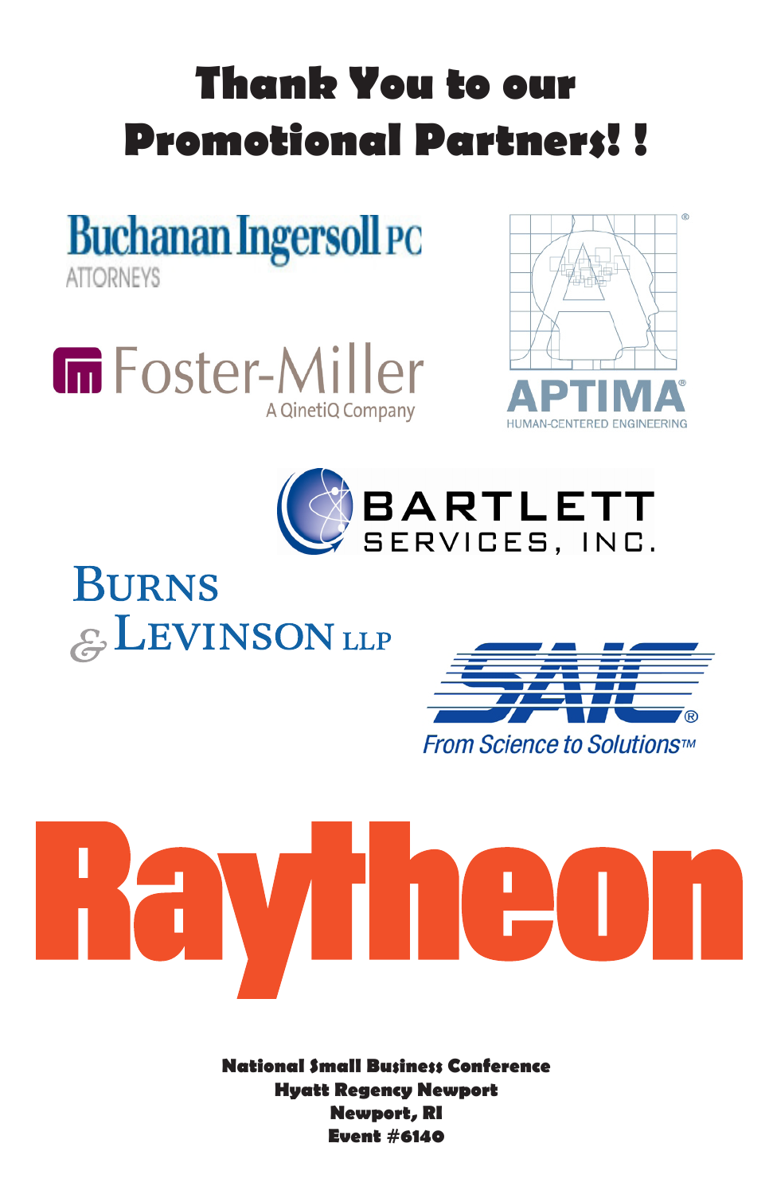# Thank You to our Promotional Partners! !

Buchanan Ingersoll PC
ATTORNEYS

Foster-Miller
A QinetiQ Company

APTIMA
HUMAN-CENTERED ENGINEERING

BARTLETT
SERVICES, INC.

BURNS & LEVINSON LLP

SAIC
From Science to Solutions™

Raytheon

**National Small Business Conference**
**Hyatt Regency Newport**
**Newport, RI**
**Event #6140**